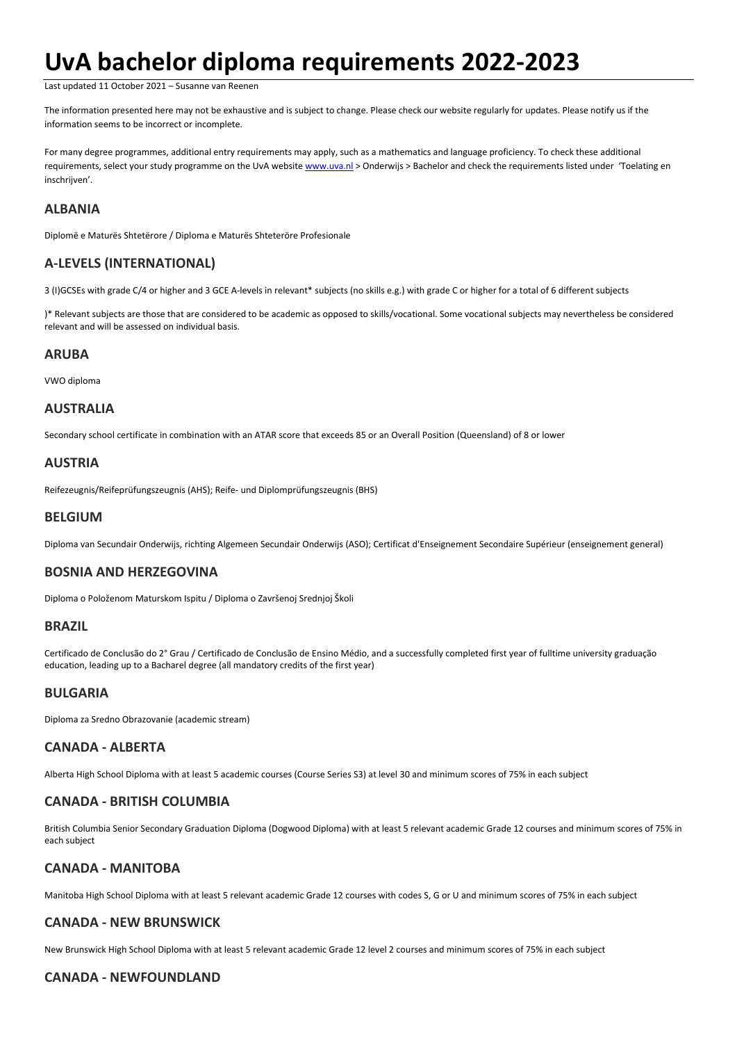# UvA bachelor diploma requirements 2022-2023

Last updated 11 October 2021 – Susanne van Reenen

The information presented here may not be exhaustive and is subject to change. Please check our website regularly for updates. Please notify us if the information seems to be incorrect or incomplete.

For many degree programmes, additional entry requirements may apply, such as a mathematics and language proficiency. To check these additional requirements, select your study programme on the UvA website www.uva.nl > Onderwijs > Bachelor and check the requirements listed under 'Toelating en inschrijven'.

## ALBANIA

Diplomë e Maturës Shtetërore / Diploma e Maturës Shteterӧre Profesionale

## A-LEVELS (INTERNATIONAL)

3 (I)GCSEs with grade C/4 or higher and 3 GCE A-levels in relevant* subjects (no skills e.g.) with grade C or higher for a total of 6 different subjects

)* Relevant subjects are those that are considered to be academic as opposed to skills/vocational. Some vocational subjects may nevertheless be considered relevant and will be assessed on individual basis.

## ARUBA

VWO diploma

## AUSTRALIA

Secondary school certificate in combination with an ATAR score that exceeds 85 or an Overall Position (Queensland) of 8 or lower

## AUSTRIA

Reifezeugnis/Reifeprüfungszeugnis (AHS); Reife- und Diplomprüfungszeugnis (BHS)

## BELGIUM

Diploma van Secundair Onderwijs, richting Algemeen Secundair Onderwijs (ASO); Certificat d'Enseignement Secondaire Supérieur (enseignement general)

## BOSNIA AND HERZEGOVINA

Diploma o Položenom Maturskom Ispitu / Diploma o Završenoj Srednjoj Školi

## BRAZIL

Certificado de Conclusão do 2° Grau / Certificado de Conclusão de Ensino Médio, and a successfully completed first year of fulltime university graduação education, leading up to a Bacharel degree (all mandatory credits of the first year)

## BULGARIA

Diploma za Sredno Obrazovanie (academic stream)

## CANADA - ALBERTA

Alberta High School Diploma with at least 5 academic courses (Course Series S3) at level 30 and minimum scores of 75% in each subject

## CANADA - BRITISH COLUMBIA

British Columbia Senior Secondary Graduation Diploma (Dogwood Diploma) with at least 5 relevant academic Grade 12 courses and minimum scores of 75% in each subject

## CANADA - MANITOBA

Manitoba High School Diploma with at least 5 relevant academic Grade 12 courses with codes S, G or U and minimum scores of 75% in each subject

## CANADA - NEW BRUNSWICK

New Brunswick High School Diploma with at least 5 relevant academic Grade 12 level 2 courses and minimum scores of 75% in each subject

## CANADA - NEWFOUNDLAND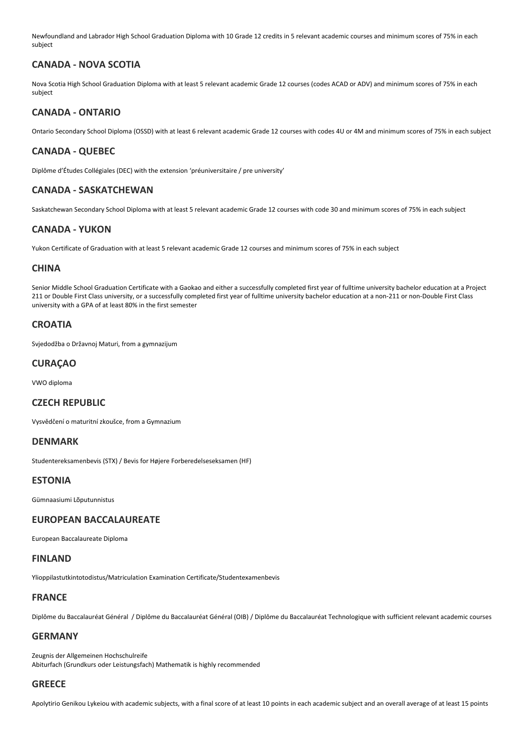Newfoundland and Labrador High School Graduation Diploma with 10 Grade 12 credits in 5 relevant academic courses and minimum scores of 75% in each subject

## CANADA - NOVA SCOTIA

Nova Scotia High School Graduation Diploma with at least 5 relevant academic Grade 12 courses (codes ACAD or ADV) and minimum scores of 75% in each subject

## CANADA - ONTARIO

Ontario Secondary School Diploma (OSSD) with at least 6 relevant academic Grade 12 courses with codes 4U or 4M and minimum scores of 75% in each subject

## CANADA - QUEBEC

Diplôme d'Études Collégiales (DEC) with the extension 'préuniversitaire / pre university'

## CANADA - SASKATCHEWAN

Saskatchewan Secondary School Diploma with at least 5 relevant academic Grade 12 courses with code 30 and minimum scores of 75% in each subject

## CANADA - YUKON

Yukon Certificate of Graduation with at least 5 relevant academic Grade 12 courses and minimum scores of 75% in each subject

## CHINA

Senior Middle School Graduation Certificate with a Gaokao and either a successfully completed first year of fulltime university bachelor education at a Project 211 or Double First Class university, or a successfully completed first year of fulltime university bachelor education at a non-211 or non-Double First Class university with a GPA of at least 80% in the first semester

## CROATIA

Svjedodžba o Državnoj Maturi, from a gymnazijum

## CURAÇAO

VWO diploma

## CZECH REPUBLIC

Vysvědčení o maturitní zkoušce, from a Gymnazium

## DENMARK

Studentereksamenbevis (STX) / Bevis for Højere Forberedelseseksamen (HF)

## ESTONIA

Gümnaasiumi Lõputunnistus

## EUROPEAN BACCALAUREATE

European Baccalaureate Diploma

## FINLAND

Ylioppilastutkintotodistus/Matriculation Examination Certificate/Studentexamenbevis

## FRANCE

Diplôme du Baccalauréat Général / Diplôme du Baccalauréat Général (OIB) / Diplôme du Baccalauréat Technologique with sufficient relevant academic courses

## GERMANY

Zeugnis der Allgemeinen Hochschulreife
Abiturfach (Grundkurs oder Leistungsfach) Mathematik is highly recommended

## GREECE

Apolytirio Genikou Lykeiou with academic subjects, with a final score of at least 10 points in each academic subject and an overall average of at least 15 points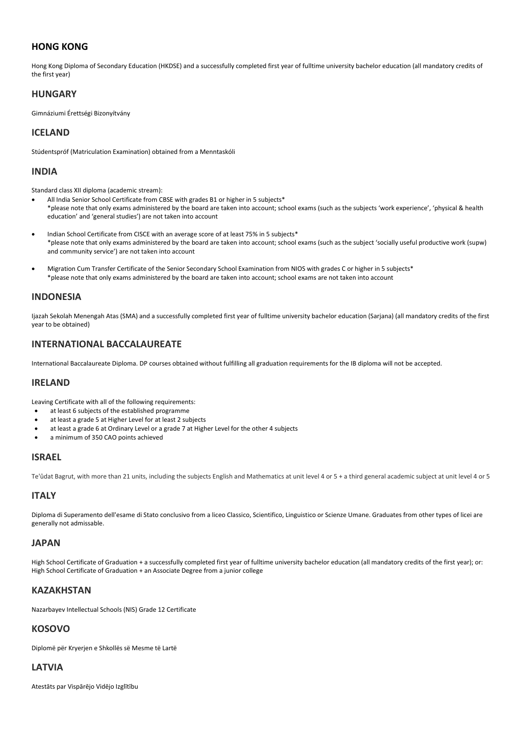## HONG KONG

Hong Kong Diploma of Secondary Education (HKDSE) and a successfully completed first year of fulltime university bachelor education (all mandatory credits of the first year)

## HUNGARY

Gimnáziumi Érettségi Bizonyítvány

## ICELAND

Stúdentspróf (Matriculation Examination) obtained from a Menntaskóli

## INDIA

Standard class XII diploma (academic stream):

- All India Senior School Certificate from CBSE with grades B1 or higher in 5 subjects*
  *please note that only exams administered by the board are taken into account; school exams (such as the subjects 'work experience', 'physical & health education' and 'general studies') are not taken into account

- Indian School Certificate from CISCE with an average score of at least 75% in 5 subjects*
  *please note that only exams administered by the board are taken into account; school exams (such as the subject 'socially useful productive work (supw) and community service') are not taken into account

- Migration Cum Transfer Certificate of the Senior Secondary School Examination from NIOS with grades C or higher in 5 subjects*
  *please note that only exams administered by the board are taken into account; school exams are not taken into account

## INDONESIA

Ijazah Sekolah Menengah Atas (SMA) and a successfully completed first year of fulltime university bachelor education (Sarjana) (all mandatory credits of the first year to be obtained)

## INTERNATIONAL BACCALAUREATE

International Baccalaureate Diploma. DP courses obtained without fulfilling all graduation requirements for the IB diploma will not be accepted.

## IRELAND

Leaving Certificate with all of the following requirements:

- at least 6 subjects of the established programme
- at least a grade 5 at Higher Level for at least 2 subjects
- at least a grade 6 at Ordinary Level or a grade 7 at Higher Level for the other 4 subjects
- a minimum of 350 CAO points achieved

## ISRAEL

Te'ûdat Bagrut, with more than 21 units, including the subjects English and Mathematics at unit level 4 or 5 + a third general academic subject at unit level 4 or 5

## ITALY

Diploma di Superamento dell'esame di Stato conclusivo from a liceo Classico, Scientifico, Linguistico or Scienze Umane. Graduates from other types of licei are generally not admissable.

## JAPAN

High School Certificate of Graduation + a successfully completed first year of fulltime university bachelor education (all mandatory credits of the first year); or: High School Certificate of Graduation + an Associate Degree from a junior college

## KAZAKHSTAN

Nazarbayev Intellectual Schools (NIS) Grade 12 Certificate

## KOSOVO

Diplomë për Kryerjen e Shkollës së Mesme të Lartë

## LATVIA

Atestāts par Vispārējo Vidējo Izglītību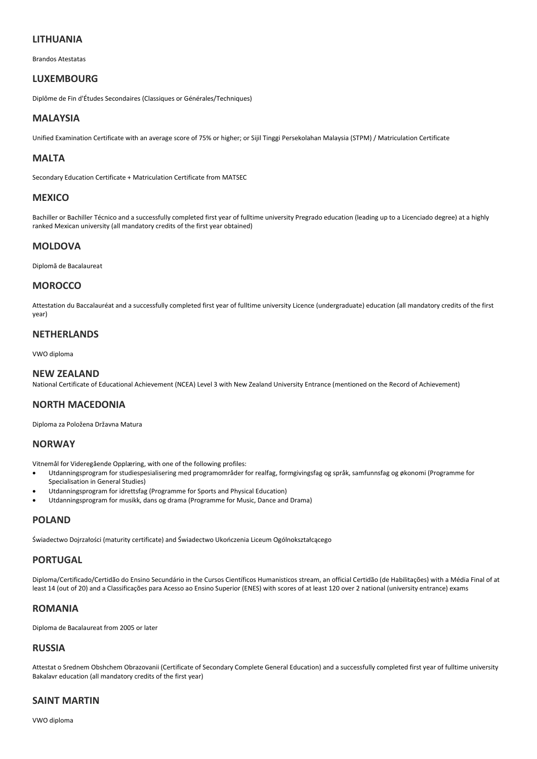## LITHUANIA

Brandos Atestatas

## LUXEMBOURG

Diplôme de Fin d'Études Secondaires (Classiques or Générales/Techniques)

## MALAYSIA

Unified Examination Certificate with an average score of 75% or higher; or Sijil Tinggi Persekolahan Malaysia (STPM) / Matriculation Certificate

## MALTA

Secondary Education Certificate + Matriculation Certificate from MATSEC

## MEXICO

Bachiller or Bachiller Técnico and a successfully completed first year of fulltime university Pregrado education (leading up to a Licenciado degree) at a highly ranked Mexican university (all mandatory credits of the first year obtained)

## MOLDOVA

Diplomă de Bacalaureat

## MOROCCO

Attestation du Baccalauréat and a successfully completed first year of fulltime university Licence (undergraduate) education (all mandatory credits of the first year)

## NETHERLANDS

VWO diploma

## NEW ZEALAND

National Certificate of Educational Achievement (NCEA) Level 3 with New Zealand University Entrance (mentioned on the Record of Achievement)

## NORTH MACEDONIA

Diploma za Položena Državna Matura

## NORWAY

Vitnemål for Videregående Opplæring, with one of the following profiles:

- Utdanningsprogram for studiespesialisering med programområder for realfag, formgivingsfag og språk, samfunnsfag og økonomi (Programme for Specialisation in General Studies)
- Utdanningsprogram for idrettsfag (Programme for Sports and Physical Education)
- Utdanningsprogram for musikk, dans og drama (Programme for Music, Dance and Drama)

## POLAND

Świadectwo Dojrzałości (maturity certificate) and Świadectwo Ukończenia Liceum Ogólnokształcącego

## PORTUGAL

Diploma/Certificado/Certidão do Ensino Secundário in the Cursos Científicos Humanisticos stream, an official Certidão (de Habilitações) with a Média Final of at least 14 (out of 20) and a Classificações para Acesso ao Ensino Superior (ENES) with scores of at least 120 over 2 national (university entrance) exams

## ROMANIA

Diploma de Bacalaureat from 2005 or later

## RUSSIA

Attestat o Srednem Obshchem Obrazovanii (Certificate of Secondary Complete General Education) and a successfully completed first year of fulltime university Bakalavr education (all mandatory credits of the first year)

## SAINT MARTIN

VWO diploma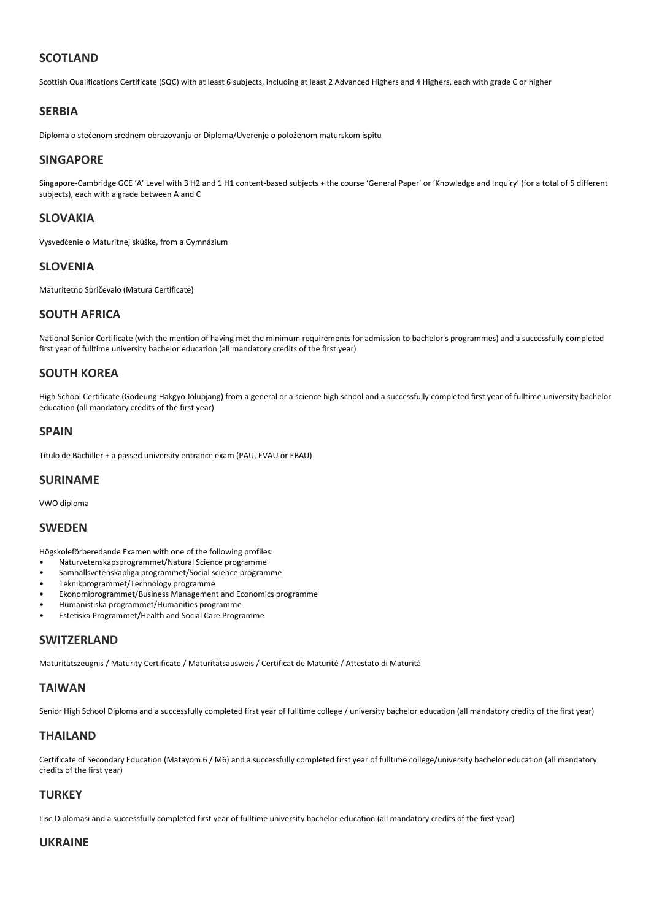## SCOTLAND

Scottish Qualifications Certificate (SQC) with at least 6 subjects, including at least 2 Advanced Highers and 4 Highers, each with grade C or higher

## SERBIA

Diploma o stečenom srednem obrazovanju or Diploma/Uverenje o položenom maturskom ispitu

## SINGAPORE

Singapore-Cambridge GCE 'A' Level with 3 H2 and 1 H1 content-based subjects + the course 'General Paper' or 'Knowledge and Inquiry' (for a total of 5 different subjects), each with a grade between A and C

## SLOVAKIA

Vysvedčenie o Maturitnej skúške, from a Gymnázium

## SLOVENIA

Maturitetno Spričevalo (Matura Certificate)

## SOUTH AFRICA

National Senior Certificate (with the mention of having met the minimum requirements for admission to bachelor's programmes) and a successfully completed first year of fulltime university bachelor education (all mandatory credits of the first year)

## SOUTH KOREA

High School Certificate (Godeung Hakgyo Jolupjang) from a general or a science high school and a successfully completed first year of fulltime university bachelor education (all mandatory credits of the first year)

## SPAIN

Título de Bachiller + a passed university entrance exam (PAU, EVAU or EBAU)

## SURINAME

VWO diploma

## SWEDEN

Högskoleförberedande Examen with one of the following profiles:

- Naturvetenskapsprogrammet/Natural Science programme
- Samhällsvetenskapliga programmet/Social science programme
- Teknikprogrammet/Technology programme
- Ekonomiprogrammet/Business Management and Economics programme
- Humanistiska programmet/Humanities programme
- Estetiska Programmet/Health and Social Care Programme

## SWITZERLAND

Maturitätszeugnis / Maturity Certificate / Maturitätsausweis / Certificat de Maturité / Attestato di Maturità

## TAIWAN

Senior High School Diploma and a successfully completed first year of fulltime college / university bachelor education (all mandatory credits of the first year)

## THAILAND

Certificate of Secondary Education (Matayom 6 / M6) and a successfully completed first year of fulltime college/university bachelor education (all mandatory credits of the first year)

## TURKEY

Lise Diploması and a successfully completed first year of fulltime university bachelor education (all mandatory credits of the first year)

## UKRAINE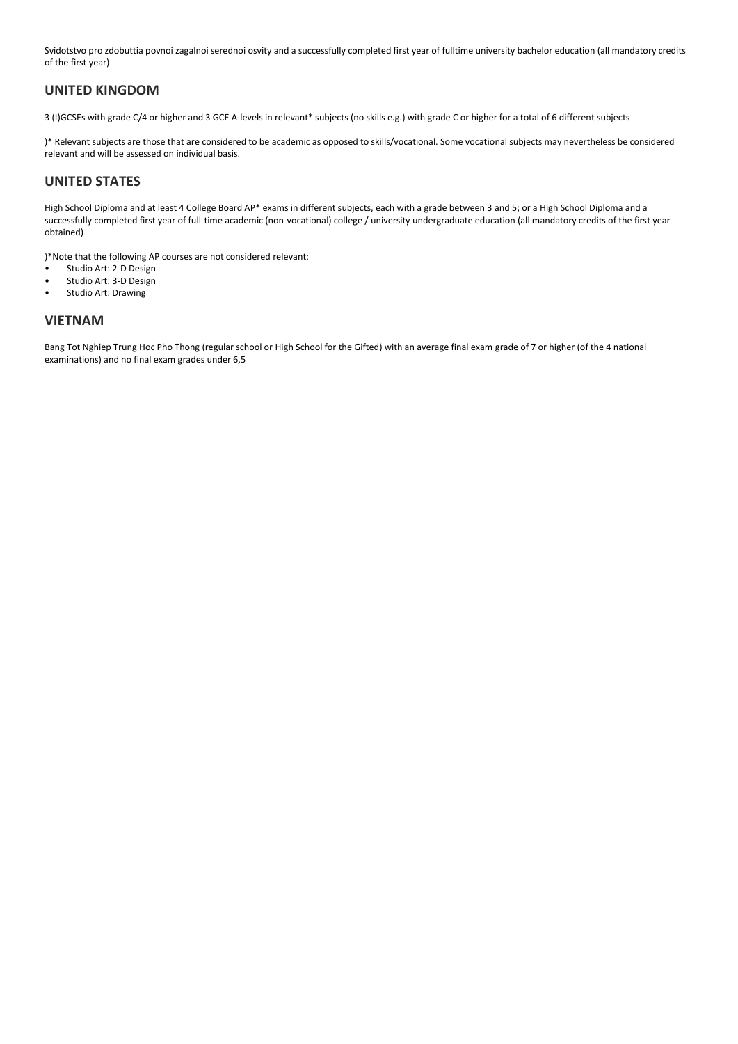Svidotstvo pro zdobuttia povnoi zagalnoi serednoi osvity and a successfully completed first year of fulltime university bachelor education (all mandatory credits of the first year)

## UNITED KINGDOM

3 (I)GCSEs with grade C/4 or higher and 3 GCE A-levels in relevant* subjects (no skills e.g.) with grade C or higher for a total of 6 different subjects

)* Relevant subjects are those that are considered to be academic as opposed to skills/vocational. Some vocational subjects may nevertheless be considered relevant and will be assessed on individual basis.

## UNITED STATES

High School Diploma and at least 4 College Board AP* exams in different subjects, each with a grade between 3 and 5; or a High School Diploma and a successfully completed first year of full-time academic (non-vocational) college / university undergraduate education (all mandatory credits of the first year obtained)

)*Note that the following AP courses are not considered relevant:

- Studio Art: 2-D Design
- Studio Art: 3-D Design
- Studio Art: Drawing

## VIETNAM

Bang Tot Nghiep Trung Hoc Pho Thong (regular school or High School for the Gifted) with an average final exam grade of 7 or higher (of the 4 national examinations) and no final exam grades under 6,5